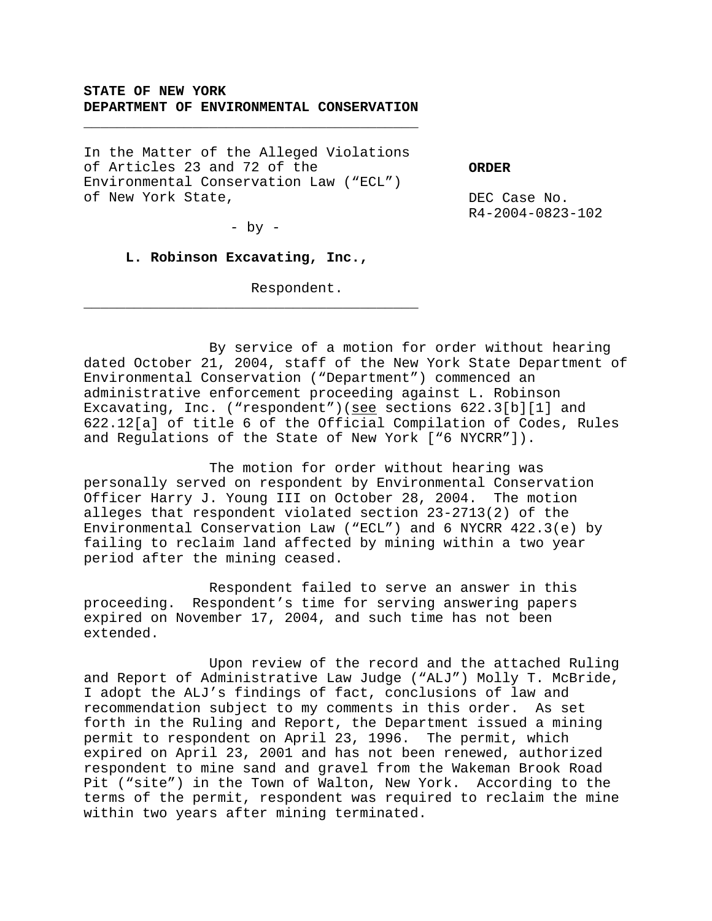**STATE OF NEW YORK**
**DEPARTMENT OF ENVIRONMENTAL CONSERVATION**

---

In the Matter of the Alleged Violations of Articles 23 and 72 of the Environmental Conservation Law ("ECL") of New York State,

- by -

**L. Robinson Excavating, Inc.,**

Respondent.

---

**ORDER**

DEC Case No. R4-2004-0823-102

By service of a motion for order without hearing dated October 21, 2004, staff of the New York State Department of Environmental Conservation ("Department") commenced an administrative enforcement proceeding against L. Robinson Excavating, Inc. ("respondent")(see sections 622.3[b][1] and 622.12[a] of title 6 of the Official Compilation of Codes, Rules and Regulations of the State of New York ["6 NYCRR"]).

The motion for order without hearing was personally served on respondent by Environmental Conservation Officer Harry J. Young III on October 28, 2004. The motion alleges that respondent violated section 23-2713(2) of the Environmental Conservation Law ("ECL") and 6 NYCRR 422.3(e) by failing to reclaim land affected by mining within a two year period after the mining ceased.

Respondent failed to serve an answer in this proceeding. Respondent's time for serving answering papers expired on November 17, 2004, and such time has not been extended.

Upon review of the record and the attached Ruling and Report of Administrative Law Judge ("ALJ") Molly T. McBride, I adopt the ALJ's findings of fact, conclusions of law and recommendation subject to my comments in this order. As set forth in the Ruling and Report, the Department issued a mining permit to respondent on April 23, 1996. The permit, which expired on April 23, 2001 and has not been renewed, authorized respondent to mine sand and gravel from the Wakeman Brook Road Pit ("site") in the Town of Walton, New York. According to the terms of the permit, respondent was required to reclaim the mine within two years after mining terminated.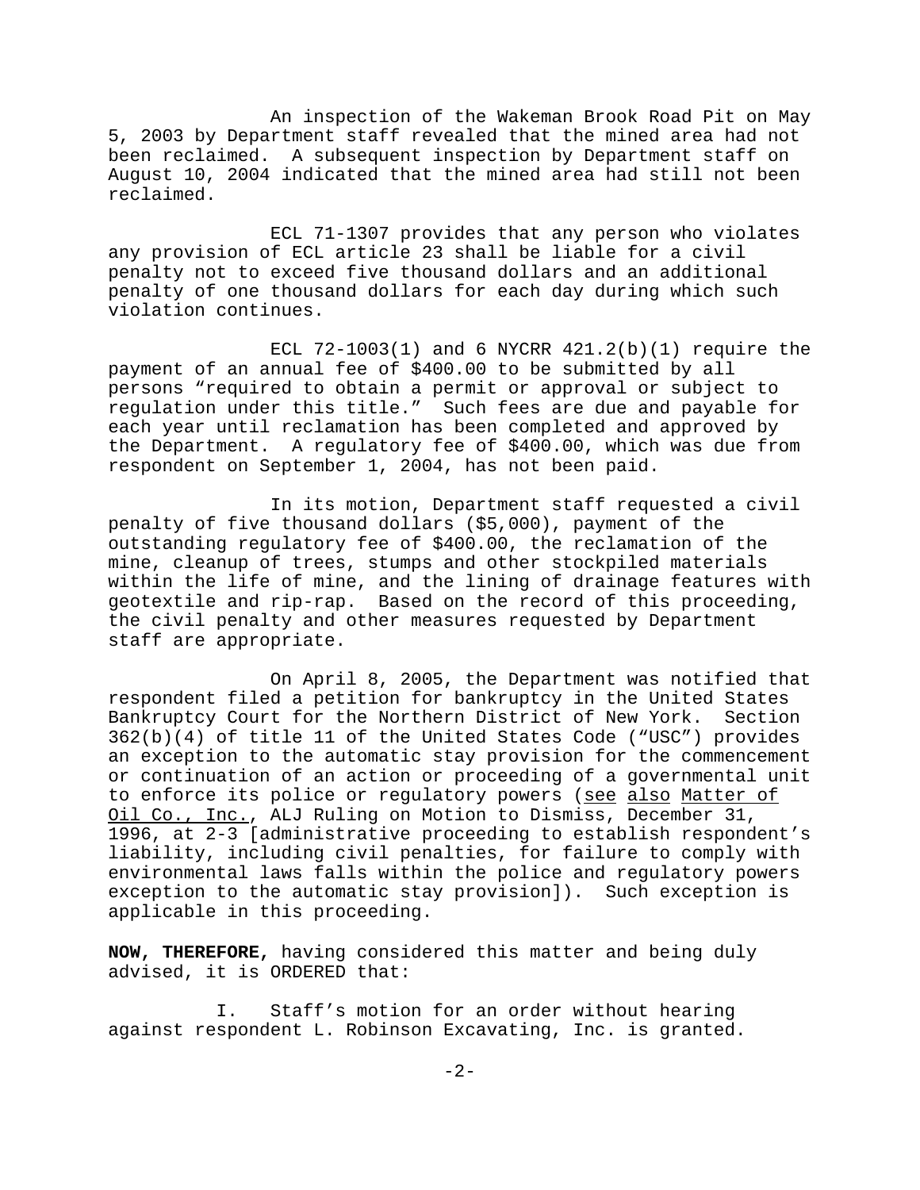An inspection of the Wakeman Brook Road Pit on May 5, 2003 by Department staff revealed that the mined area had not been reclaimed. A subsequent inspection by Department staff on August 10, 2004 indicated that the mined area had still not been reclaimed.

ECL 71-1307 provides that any person who violates any provision of ECL article 23 shall be liable for a civil penalty not to exceed five thousand dollars and an additional penalty of one thousand dollars for each day during which such violation continues.

ECL 72-1003(1) and 6 NYCRR 421.2(b)(1) require the payment of an annual fee of $400.00 to be submitted by all persons "required to obtain a permit or approval or subject to regulation under this title." Such fees are due and payable for each year until reclamation has been completed and approved by the Department. A regulatory fee of $400.00, which was due from respondent on September 1, 2004, has not been paid.

In its motion, Department staff requested a civil penalty of five thousand dollars ($5,000), payment of the outstanding regulatory fee of $400.00, the reclamation of the mine, cleanup of trees, stumps and other stockpiled materials within the life of mine, and the lining of drainage features with geotextile and rip-rap. Based on the record of this proceeding, the civil penalty and other measures requested by Department staff are appropriate.

On April 8, 2005, the Department was notified that respondent filed a petition for bankruptcy in the United States Bankruptcy Court for the Northern District of New York. Section 362(b)(4) of title 11 of the United States Code ("USC") provides an exception to the automatic stay provision for the commencement or continuation of an action or proceeding of a governmental unit to enforce its police or regulatory powers (see also Matter of Oil Co., Inc., ALJ Ruling on Motion to Dismiss, December 31, 1996, at 2-3 [administrative proceeding to establish respondent's liability, including civil penalties, for failure to comply with environmental laws falls within the police and regulatory powers exception to the automatic stay provision]). Such exception is applicable in this proceeding.

**NOW, THEREFORE,** having considered this matter and being duly advised, it is ORDERED that:

I. Staff's motion for an order without hearing against respondent L. Robinson Excavating, Inc. is granted.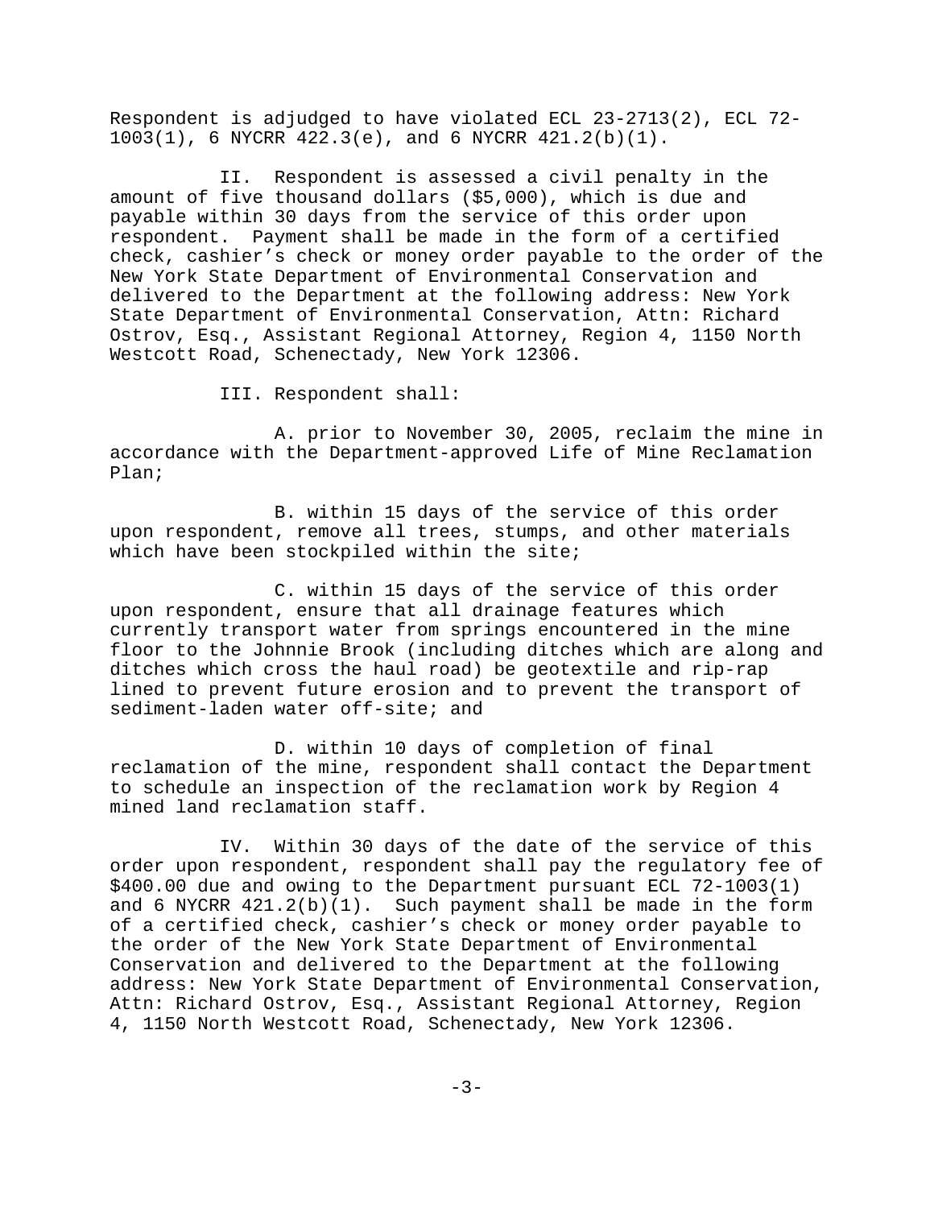Respondent is adjudged to have violated ECL 23-2713(2), ECL 72-1003(1), 6 NYCRR 422.3(e), and 6 NYCRR 421.2(b)(1).

II. Respondent is assessed a civil penalty in the amount of five thousand dollars ($5,000), which is due and payable within 30 days from the service of this order upon respondent. Payment shall be made in the form of a certified check, cashier's check or money order payable to the order of the New York State Department of Environmental Conservation and delivered to the Department at the following address: New York State Department of Environmental Conservation, Attn: Richard Ostrov, Esq., Assistant Regional Attorney, Region 4, 1150 North Westcott Road, Schenectady, New York 12306.

III. Respondent shall:

A. prior to November 30, 2005, reclaim the mine in accordance with the Department-approved Life of Mine Reclamation Plan;

B. within 15 days of the service of this order upon respondent, remove all trees, stumps, and other materials which have been stockpiled within the site;

C. within 15 days of the service of this order upon respondent, ensure that all drainage features which currently transport water from springs encountered in the mine floor to the Johnnie Brook (including ditches which are along and ditches which cross the haul road) be geotextile and rip-rap lined to prevent future erosion and to prevent the transport of sediment-laden water off-site; and

D. within 10 days of completion of final reclamation of the mine, respondent shall contact the Department to schedule an inspection of the reclamation work by Region 4 mined land reclamation staff.

IV. Within 30 days of the date of the service of this order upon respondent, respondent shall pay the regulatory fee of $400.00 due and owing to the Department pursuant ECL 72-1003(1) and 6 NYCRR 421.2(b)(1). Such payment shall be made in the form of a certified check, cashier's check or money order payable to the order of the New York State Department of Environmental Conservation and delivered to the Department at the following address: New York State Department of Environmental Conservation, Attn: Richard Ostrov, Esq., Assistant Regional Attorney, Region 4, 1150 North Westcott Road, Schenectady, New York 12306.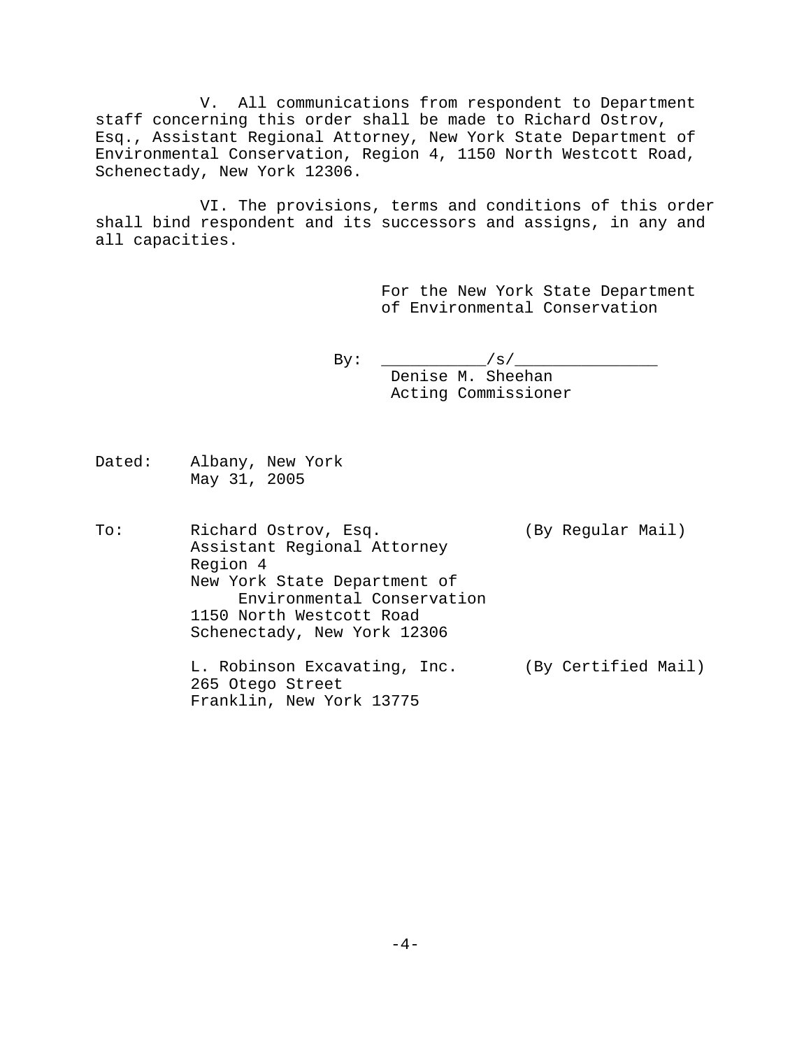V. All communications from respondent to Department staff concerning this order shall be made to Richard Ostrov, Esq., Assistant Regional Attorney, New York State Department of Environmental Conservation, Region 4, 1150 North Westcott Road, Schenectady, New York 12306.

VI. The provisions, terms and conditions of this order shall bind respondent and its successors and assigns, in any and all capacities.

For the New York State Department of Environmental Conservation

By: ___________/s/_______________
Denise M. Sheehan
Acting Commissioner

Dated: Albany, New York
May 31, 2005

To: Richard Ostrov, Esq. (By Regular Mail)
Assistant Regional Attorney
Region 4
New York State Department of
Environmental Conservation
1150 North Westcott Road
Schenectady, New York 12306

L. Robinson Excavating, Inc. (By Certified Mail)
265 Otego Street
Franklin, New York 13775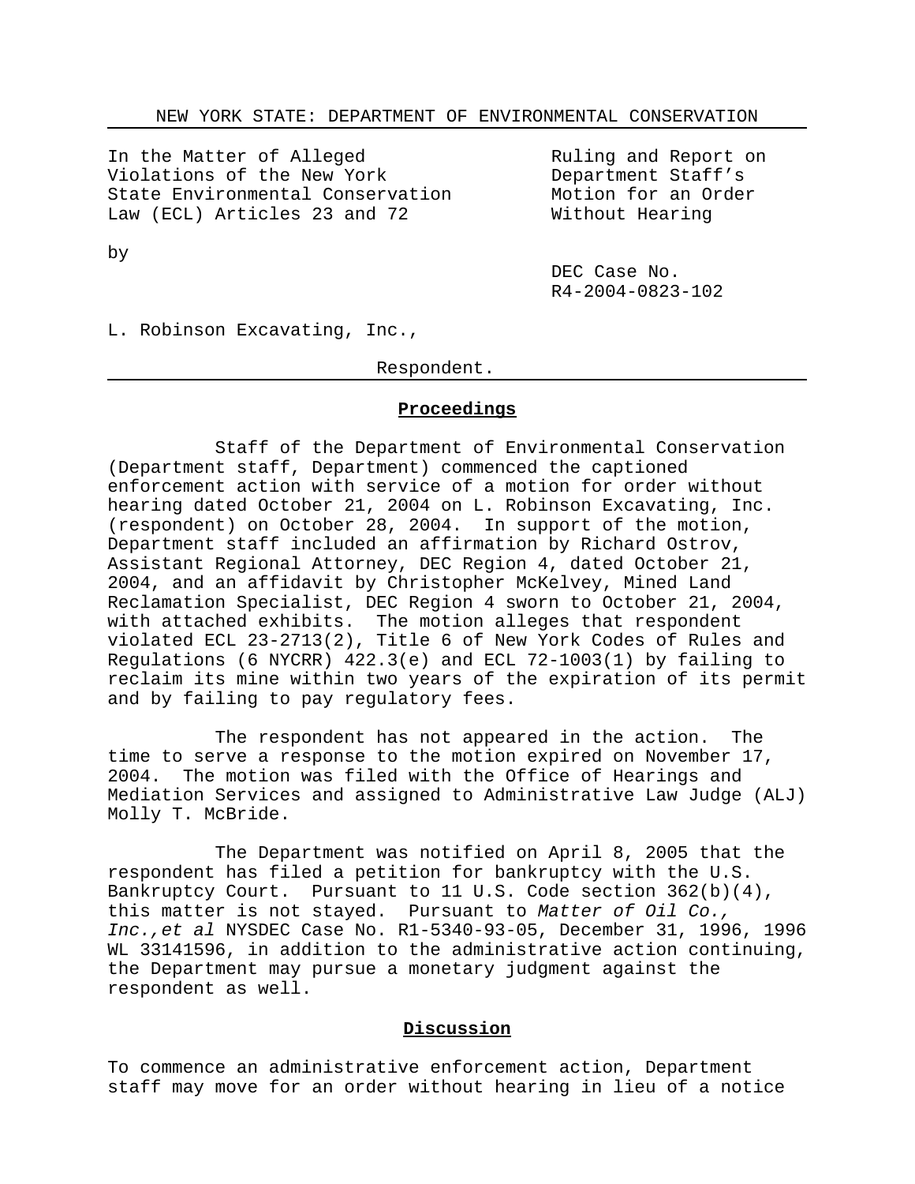NEW YORK STATE: DEPARTMENT OF ENVIRONMENTAL CONSERVATION

In the Matter of Alleged Violations of the New York State Environmental Conservation Law (ECL) Articles 23 and 72

by

L. Robinson Excavating, Inc.,

Respondent.

Ruling and Report on Department Staff's Motion for an Order Without Hearing

DEC Case No. R4-2004-0823-102

## Proceedings

Staff of the Department of Environmental Conservation (Department staff, Department) commenced the captioned enforcement action with service of a motion for order without hearing dated October 21, 2004 on L. Robinson Excavating, Inc. (respondent) on October 28, 2004. In support of the motion, Department staff included an affirmation by Richard Ostrov, Assistant Regional Attorney, DEC Region 4, dated October 21, 2004, and an affidavit by Christopher McKelvey, Mined Land Reclamation Specialist, DEC Region 4 sworn to October 21, 2004, with attached exhibits. The motion alleges that respondent violated ECL 23-2713(2), Title 6 of New York Codes of Rules and Regulations (6 NYCRR) 422.3(e) and ECL 72-1003(1) by failing to reclaim its mine within two years of the expiration of its permit and by failing to pay regulatory fees.

The respondent has not appeared in the action. The time to serve a response to the motion expired on November 17, 2004. The motion was filed with the Office of Hearings and Mediation Services and assigned to Administrative Law Judge (ALJ) Molly T. McBride.

The Department was notified on April 8, 2005 that the respondent has filed a petition for bankruptcy with the U.S. Bankruptcy Court. Pursuant to 11 U.S. Code section 362(b)(4), this matter is not stayed. Pursuant to *Matter of Oil Co., Inc.,et al* NYSDEC Case No. R1-5340-93-05, December 31, 1996, 1996 WL 33141596, in addition to the administrative action continuing, the Department may pursue a monetary judgment against the respondent as well.

## Discussion

To commence an administrative enforcement action, Department staff may move for an order without hearing in lieu of a notice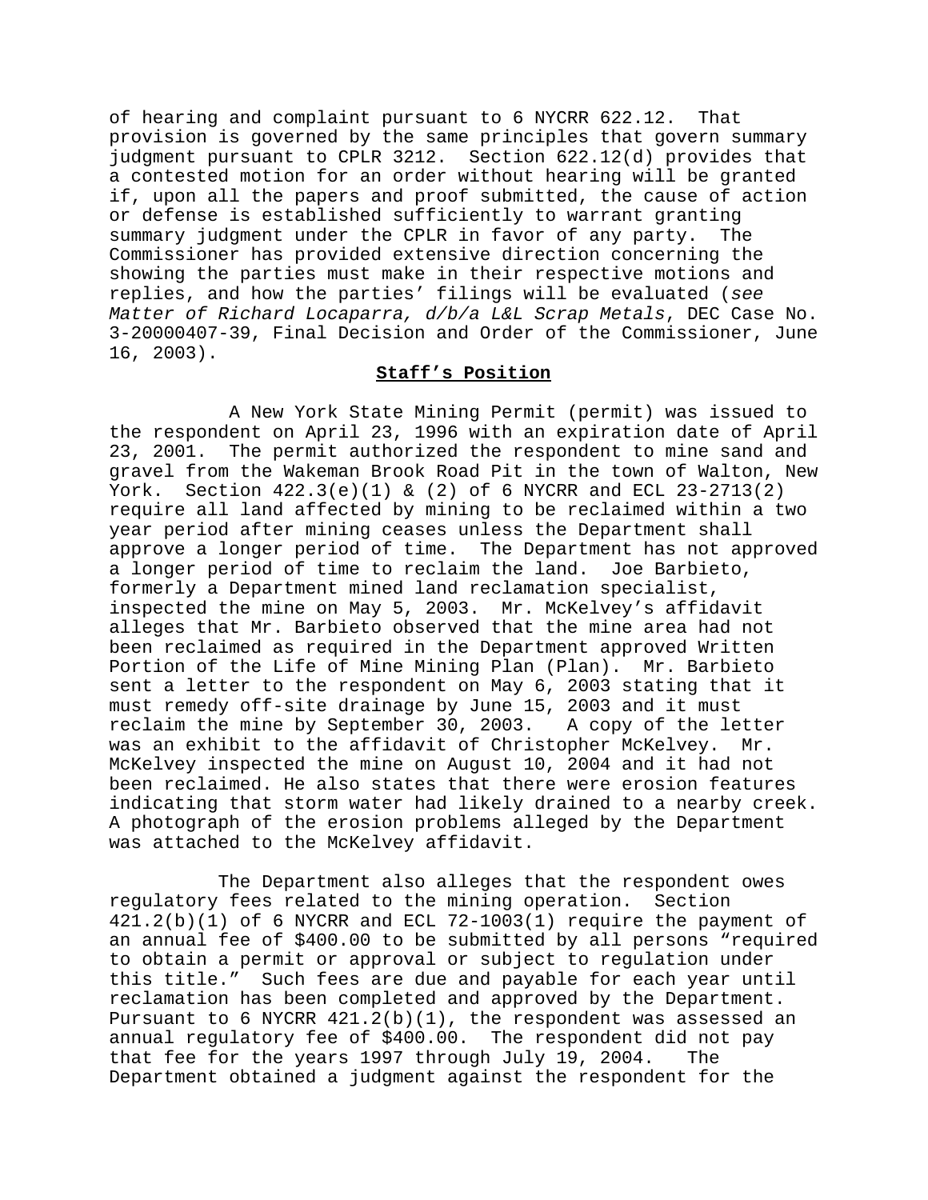of hearing and complaint pursuant to 6 NYCRR 622.12. That provision is governed by the same principles that govern summary judgment pursuant to CPLR 3212. Section 622.12(d) provides that a contested motion for an order without hearing will be granted if, upon all the papers and proof submitted, the cause of action or defense is established sufficiently to warrant granting summary judgment under the CPLR in favor of any party. The Commissioner has provided extensive direction concerning the showing the parties must make in their respective motions and replies, and how the parties' filings will be evaluated (*see Matter of Richard Locaparra, d/b/a L&L Scrap Metals*, DEC Case No. 3-20000407-39, Final Decision and Order of the Commissioner, June 16, 2003).

**Staff's Position**

A New York State Mining Permit (permit) was issued to the respondent on April 23, 1996 with an expiration date of April 23, 2001. The permit authorized the respondent to mine sand and gravel from the Wakeman Brook Road Pit in the town of Walton, New York. Section 422.3(e)(1) & (2) of 6 NYCRR and ECL 23-2713(2) require all land affected by mining to be reclaimed within a two year period after mining ceases unless the Department shall approve a longer period of time. The Department has not approved a longer period of time to reclaim the land. Joe Barbieto, formerly a Department mined land reclamation specialist, inspected the mine on May 5, 2003. Mr. McKelvey's affidavit alleges that Mr. Barbieto observed that the mine area had not been reclaimed as required in the Department approved Written Portion of the Life of Mine Mining Plan (Plan). Mr. Barbieto sent a letter to the respondent on May 6, 2003 stating that it must remedy off-site drainage by June 15, 2003 and it must reclaim the mine by September 30, 2003. A copy of the letter was an exhibit to the affidavit of Christopher McKelvey. Mr. McKelvey inspected the mine on August 10, 2004 and it had not been reclaimed. He also states that there were erosion features indicating that storm water had likely drained to a nearby creek. A photograph of the erosion problems alleged by the Department was attached to the McKelvey affidavit.

The Department also alleges that the respondent owes regulatory fees related to the mining operation. Section 421.2(b)(1) of 6 NYCRR and ECL 72-1003(1) require the payment of an annual fee of $400.00 to be submitted by all persons "required to obtain a permit or approval or subject to regulation under this title." Such fees are due and payable for each year until reclamation has been completed and approved by the Department. Pursuant to 6 NYCRR 421.2(b)(1), the respondent was assessed an annual regulatory fee of $400.00. The respondent did not pay that fee for the years 1997 through July 19, 2004. The Department obtained a judgment against the respondent for the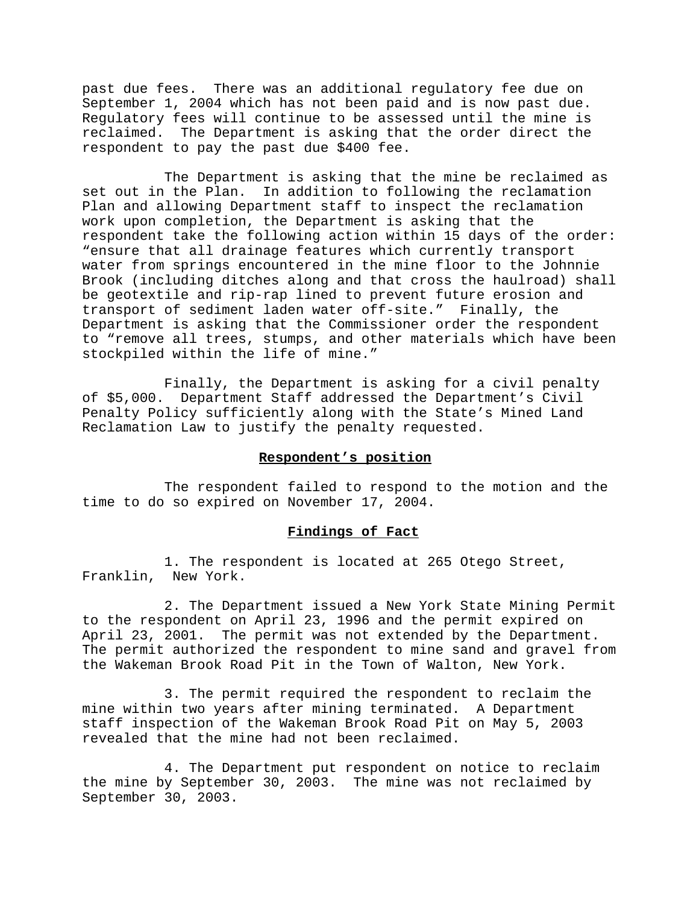past due fees. There was an additional regulatory fee due on September 1, 2004 which has not been paid and is now past due. Regulatory fees will continue to be assessed until the mine is reclaimed. The Department is asking that the order direct the respondent to pay the past due $400 fee.

The Department is asking that the mine be reclaimed as set out in the Plan. In addition to following the reclamation Plan and allowing Department staff to inspect the reclamation work upon completion, the Department is asking that the respondent take the following action within 15 days of the order: "ensure that all drainage features which currently transport water from springs encountered in the mine floor to the Johnnie Brook (including ditches along and that cross the haulroad) shall be geotextile and rip-rap lined to prevent future erosion and transport of sediment laden water off-site." Finally, the Department is asking that the Commissioner order the respondent to "remove all trees, stumps, and other materials which have been stockpiled within the life of mine."

Finally, the Department is asking for a civil penalty of $5,000. Department Staff addressed the Department's Civil Penalty Policy sufficiently along with the State's Mined Land Reclamation Law to justify the penalty requested.

**Respondent's position**

The respondent failed to respond to the motion and the time to do so expired on November 17, 2004.

**Findings of Fact**

1. The respondent is located at 265 Otego Street, Franklin, New York.

2. The Department issued a New York State Mining Permit to the respondent on April 23, 1996 and the permit expired on April 23, 2001. The permit was not extended by the Department. The permit authorized the respondent to mine sand and gravel from the Wakeman Brook Road Pit in the Town of Walton, New York.

3. The permit required the respondent to reclaim the mine within two years after mining terminated. A Department staff inspection of the Wakeman Brook Road Pit on May 5, 2003 revealed that the mine had not been reclaimed.

4. The Department put respondent on notice to reclaim the mine by September 30, 2003. The mine was not reclaimed by September 30, 2003.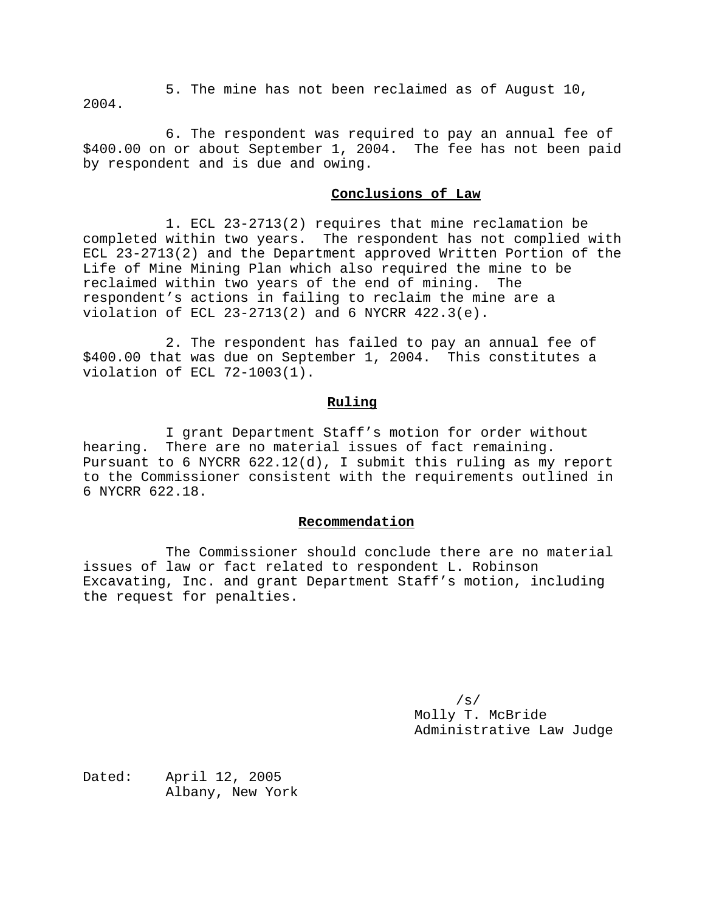5. The mine has not been reclaimed as of August 10, 2004.

6. The respondent was required to pay an annual fee of $400.00 on or about September 1, 2004. The fee has not been paid by respondent and is due and owing.

## Conclusions of Law

1. ECL 23-2713(2) requires that mine reclamation be completed within two years. The respondent has not complied with ECL 23-2713(2) and the Department approved Written Portion of the Life of Mine Mining Plan which also required the mine to be reclaimed within two years of the end of mining. The respondent's actions in failing to reclaim the mine are a violation of ECL 23-2713(2) and 6 NYCRR 422.3(e).

2. The respondent has failed to pay an annual fee of $400.00 that was due on September 1, 2004. This constitutes a violation of ECL 72-1003(1).

## Ruling

I grant Department Staff's motion for order without hearing. There are no material issues of fact remaining. Pursuant to 6 NYCRR 622.12(d), I submit this ruling as my report to the Commissioner consistent with the requirements outlined in 6 NYCRR 622.18.

## Recommendation

The Commissioner should conclude there are no material issues of law or fact related to respondent L. Robinson Excavating, Inc. and grant Department Staff's motion, including the request for penalties.

/s/
Molly T. McBride
Administrative Law Judge

Dated: April 12, 2005
Albany, New York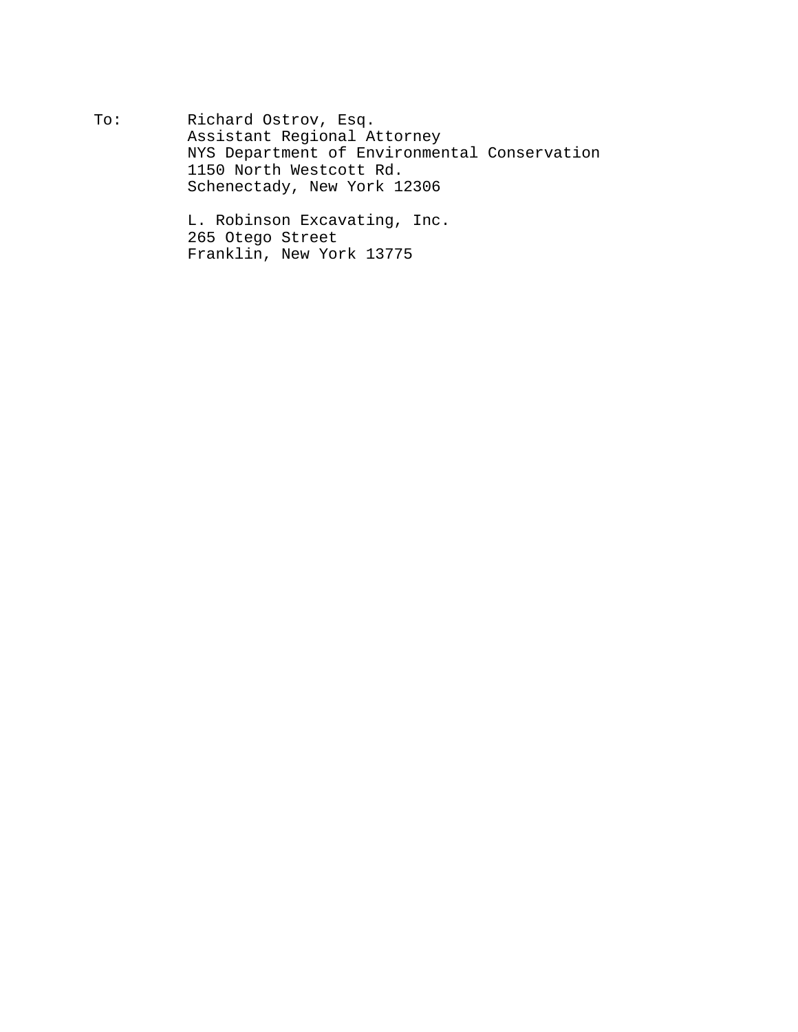To: Richard Ostrov, Esq.
Assistant Regional Attorney
NYS Department of Environmental Conservation
1150 North Westcott Rd.
Schenectady, New York 12306

L. Robinson Excavating, Inc.
265 Otego Street
Franklin, New York 13775